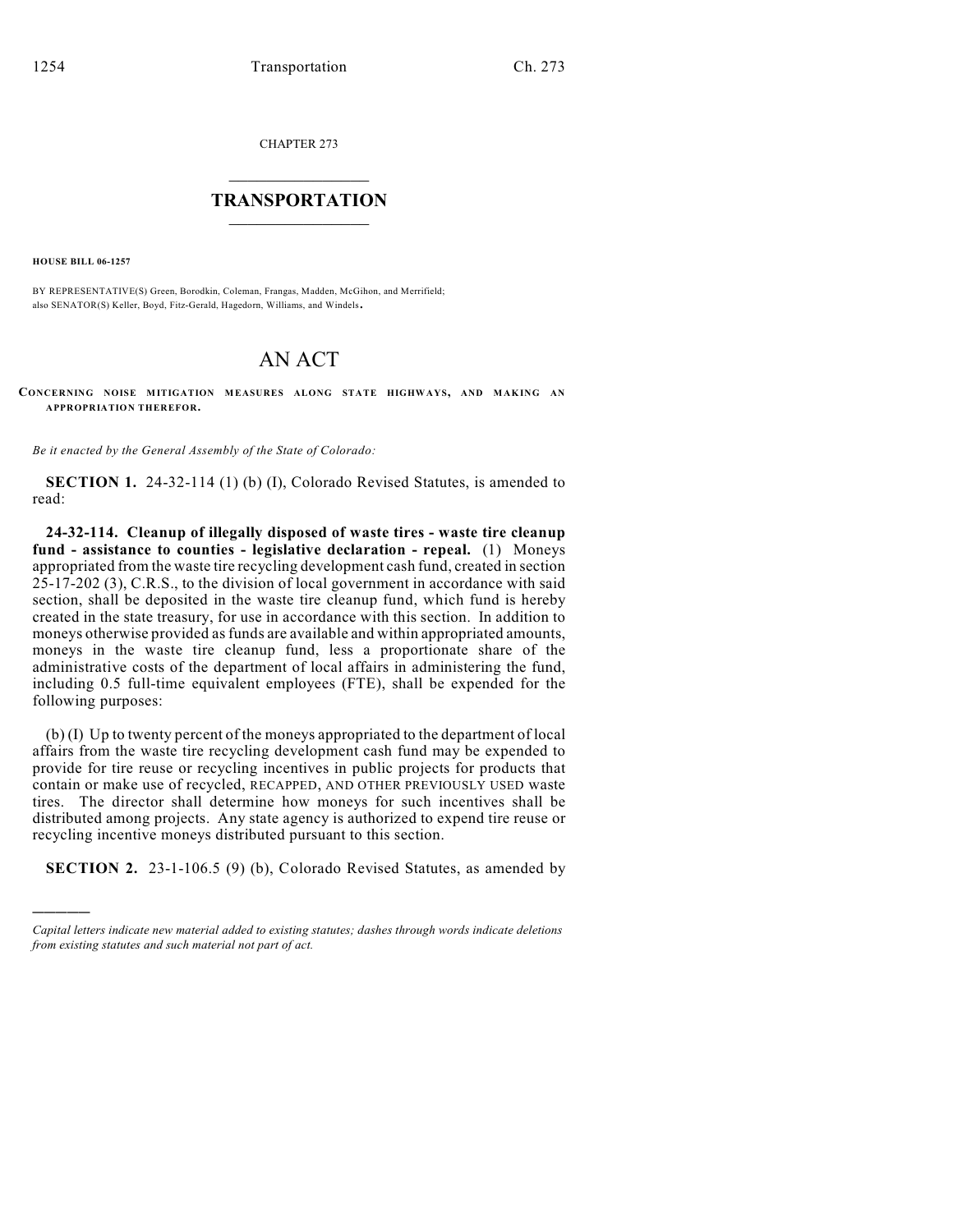CHAPTER 273

# TRANSPORTATION

**HOUSE BILL 06-1257**

BY REPRESENTATIVE(S) Green, Borodkin, Coleman, Frangas, Madden, McGihon, and Merrifield;
also SENATOR(S) Keller, Boyd, Fitz-Gerald, Hagedorn, Williams, and Windels.

# AN ACT

**CONCERNING NOISE MITIGATION MEASURES ALONG STATE HIGHWAYS, AND MAKING AN APPROPRIATION THEREFOR.**

*Be it enacted by the General Assembly of the State of Colorado:*

**SECTION 1.** 24-32-114 (1) (b) (I), Colorado Revised Statutes, is amended to read:

**24-32-114. Cleanup of illegally disposed of waste tires - waste tire cleanup fund - assistance to counties - legislative declaration - repeal.** (1) Moneys appropriated from the waste tire recycling development cash fund, created in section 25-17-202 (3), C.R.S., to the division of local government in accordance with said section, shall be deposited in the waste tire cleanup fund, which fund is hereby created in the state treasury, for use in accordance with this section. In addition to moneys otherwise provided as funds are available and within appropriated amounts, moneys in the waste tire cleanup fund, less a proportionate share of the administrative costs of the department of local affairs in administering the fund, including 0.5 full-time equivalent employees (FTE), shall be expended for the following purposes:

(b) (I) Up to twenty percent of the moneys appropriated to the department of local affairs from the waste tire recycling development cash fund may be expended to provide for tire reuse or recycling incentives in public projects for products that contain or make use of recycled, RECAPPED, AND OTHER PREVIOUSLY USED waste tires. The director shall determine how moneys for such incentives shall be distributed among projects. Any state agency is authorized to expend tire reuse or recycling incentive moneys distributed pursuant to this section.

**SECTION 2.** 23-1-106.5 (9) (b), Colorado Revised Statutes, as amended by

*Capital letters indicate new material added to existing statutes; dashes through words indicate deletions from existing statutes and such material not part of act.*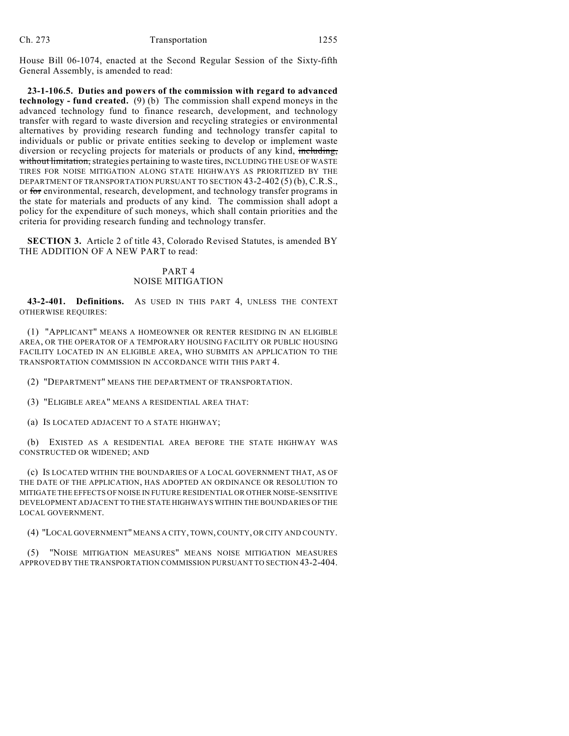House Bill 06-1074, enacted at the Second Regular Session of the Sixty-fifth General Assembly, is amended to read:

**23-1-106.5. Duties and powers of the commission with regard to advanced technology - fund created.** (9) (b) The commission shall expend moneys in the advanced technology fund to finance research, development, and technology transfer with regard to waste diversion and recycling strategies or environmental alternatives by providing research funding and technology transfer capital to individuals or public or private entities seeking to develop or implement waste diversion or recycling projects for materials or products of any kind, ~~including, without limitation,~~ strategies pertaining to waste tires, INCLUDING THE USE OF WASTE TIRES FOR NOISE MITIGATION ALONG STATE HIGHWAYS AS PRIORITIZED BY THE DEPARTMENT OF TRANSPORTATION PURSUANT TO SECTION 43-2-402 (5) (b), C.R.S., or ~~for~~ environmental, research, development, and technology transfer programs in the state for materials and products of any kind. The commission shall adopt a policy for the expenditure of such moneys, which shall contain priorities and the criteria for providing research funding and technology transfer.

**SECTION 3.** Article 2 of title 43, Colorado Revised Statutes, is amended BY THE ADDITION OF A NEW PART to read:

PART 4
NOISE MITIGATION

**43-2-401. Definitions.** AS USED IN THIS PART 4, UNLESS THE CONTEXT OTHERWISE REQUIRES:

(1) "APPLICANT" MEANS A HOMEOWNER OR RENTER RESIDING IN AN ELIGIBLE AREA, OR THE OPERATOR OF A TEMPORARY HOUSING FACILITY OR PUBLIC HOUSING FACILITY LOCATED IN AN ELIGIBLE AREA, WHO SUBMITS AN APPLICATION TO THE TRANSPORTATION COMMISSION IN ACCORDANCE WITH THIS PART 4.

(2) "DEPARTMENT" MEANS THE DEPARTMENT OF TRANSPORTATION.

(3) "ELIGIBLE AREA" MEANS A RESIDENTIAL AREA THAT:

(a) IS LOCATED ADJACENT TO A STATE HIGHWAY;

(b) EXISTED AS A RESIDENTIAL AREA BEFORE THE STATE HIGHWAY WAS CONSTRUCTED OR WIDENED; AND

(c) IS LOCATED WITHIN THE BOUNDARIES OF A LOCAL GOVERNMENT THAT, AS OF THE DATE OF THE APPLICATION, HAS ADOPTED AN ORDINANCE OR RESOLUTION TO MITIGATE THE EFFECTS OF NOISE IN FUTURE RESIDENTIAL OR OTHER NOISE-SENSITIVE DEVELOPMENT ADJACENT TO THE STATE HIGHWAYS WITHIN THE BOUNDARIES OF THE LOCAL GOVERNMENT.

(4) "LOCAL GOVERNMENT" MEANS A CITY, TOWN, COUNTY, OR CITY AND COUNTY.

(5) "NOISE MITIGATION MEASURES" MEANS NOISE MITIGATION MEASURES APPROVED BY THE TRANSPORTATION COMMISSION PURSUANT TO SECTION 43-2-404.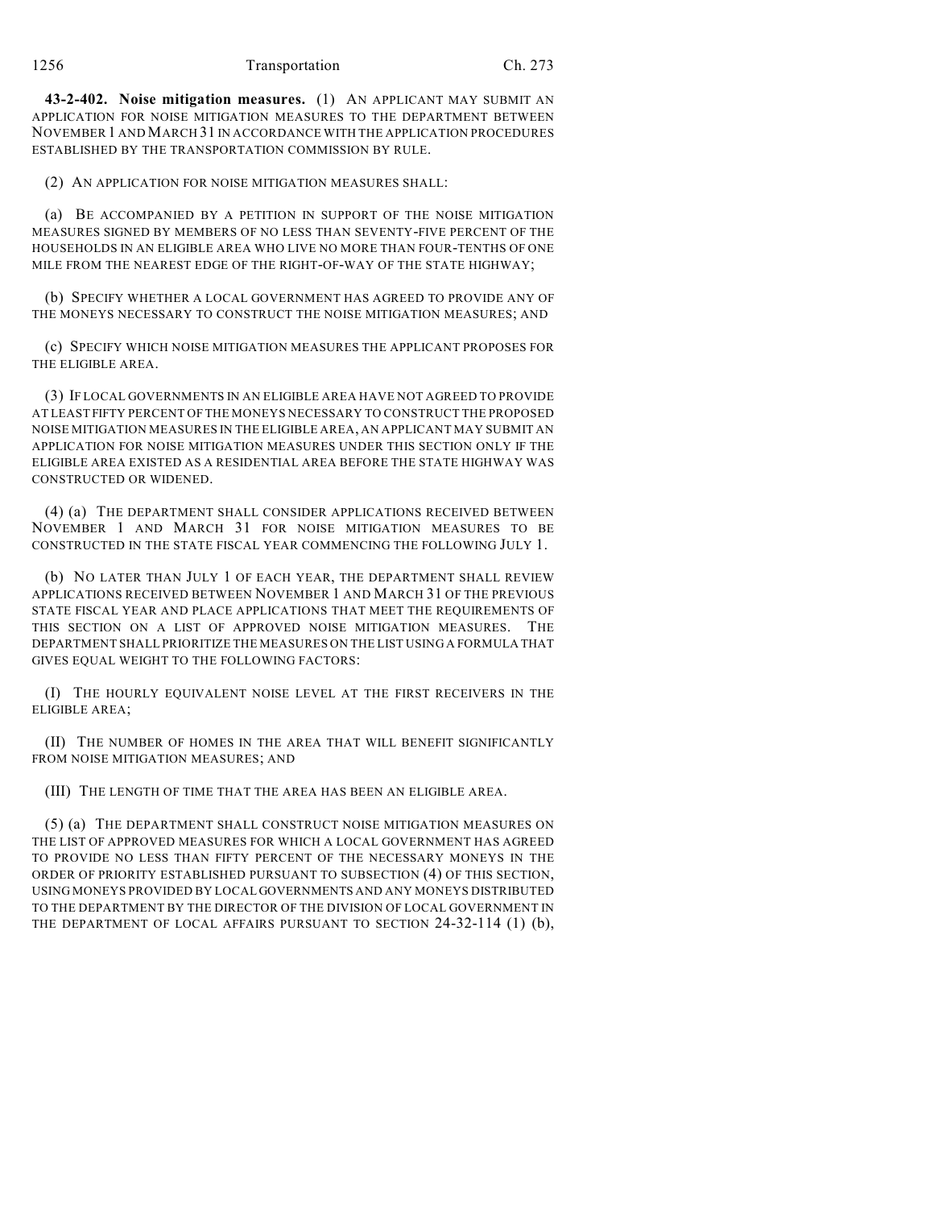**43-2-402. Noise mitigation measures.** (1) AN APPLICANT MAY SUBMIT AN APPLICATION FOR NOISE MITIGATION MEASURES TO THE DEPARTMENT BETWEEN NOVEMBER 1 AND MARCH 31 IN ACCORDANCE WITH THE APPLICATION PROCEDURES ESTABLISHED BY THE TRANSPORTATION COMMISSION BY RULE.

(2) AN APPLICATION FOR NOISE MITIGATION MEASURES SHALL:

(a) BE ACCOMPANIED BY A PETITION IN SUPPORT OF THE NOISE MITIGATION MEASURES SIGNED BY MEMBERS OF NO LESS THAN SEVENTY-FIVE PERCENT OF THE HOUSEHOLDS IN AN ELIGIBLE AREA WHO LIVE NO MORE THAN FOUR-TENTHS OF ONE MILE FROM THE NEAREST EDGE OF THE RIGHT-OF-WAY OF THE STATE HIGHWAY;

(b) SPECIFY WHETHER A LOCAL GOVERNMENT HAS AGREED TO PROVIDE ANY OF THE MONEYS NECESSARY TO CONSTRUCT THE NOISE MITIGATION MEASURES; AND

(c) SPECIFY WHICH NOISE MITIGATION MEASURES THE APPLICANT PROPOSES FOR THE ELIGIBLE AREA.

(3) IF LOCAL GOVERNMENTS IN AN ELIGIBLE AREA HAVE NOT AGREED TO PROVIDE AT LEAST FIFTY PERCENT OF THE MONEYS NECESSARY TO CONSTRUCT THE PROPOSED NOISE MITIGATION MEASURES IN THE ELIGIBLE AREA, AN APPLICANT MAY SUBMIT AN APPLICATION FOR NOISE MITIGATION MEASURES UNDER THIS SECTION ONLY IF THE ELIGIBLE AREA EXISTED AS A RESIDENTIAL AREA BEFORE THE STATE HIGHWAY WAS CONSTRUCTED OR WIDENED.

(4) (a) THE DEPARTMENT SHALL CONSIDER APPLICATIONS RECEIVED BETWEEN NOVEMBER 1 AND MARCH 31 FOR NOISE MITIGATION MEASURES TO BE CONSTRUCTED IN THE STATE FISCAL YEAR COMMENCING THE FOLLOWING JULY 1.

(b) NO LATER THAN JULY 1 OF EACH YEAR, THE DEPARTMENT SHALL REVIEW APPLICATIONS RECEIVED BETWEEN NOVEMBER 1 AND MARCH 31 OF THE PREVIOUS STATE FISCAL YEAR AND PLACE APPLICATIONS THAT MEET THE REQUIREMENTS OF THIS SECTION ON A LIST OF APPROVED NOISE MITIGATION MEASURES. THE DEPARTMENT SHALL PRIORITIZE THE MEASURES ON THE LIST USING A FORMULA THAT GIVES EQUAL WEIGHT TO THE FOLLOWING FACTORS:

(I) THE HOURLY EQUIVALENT NOISE LEVEL AT THE FIRST RECEIVERS IN THE ELIGIBLE AREA;

(II) THE NUMBER OF HOMES IN THE AREA THAT WILL BENEFIT SIGNIFICANTLY FROM NOISE MITIGATION MEASURES; AND

(III) THE LENGTH OF TIME THAT THE AREA HAS BEEN AN ELIGIBLE AREA.

(5) (a) THE DEPARTMENT SHALL CONSTRUCT NOISE MITIGATION MEASURES ON THE LIST OF APPROVED MEASURES FOR WHICH A LOCAL GOVERNMENT HAS AGREED TO PROVIDE NO LESS THAN FIFTY PERCENT OF THE NECESSARY MONEYS IN THE ORDER OF PRIORITY ESTABLISHED PURSUANT TO SUBSECTION (4) OF THIS SECTION, USING MONEYS PROVIDED BY LOCAL GOVERNMENTS AND ANY MONEYS DISTRIBUTED TO THE DEPARTMENT BY THE DIRECTOR OF THE DIVISION OF LOCAL GOVERNMENT IN THE DEPARTMENT OF LOCAL AFFAIRS PURSUANT TO SECTION 24-32-114 (1) (b),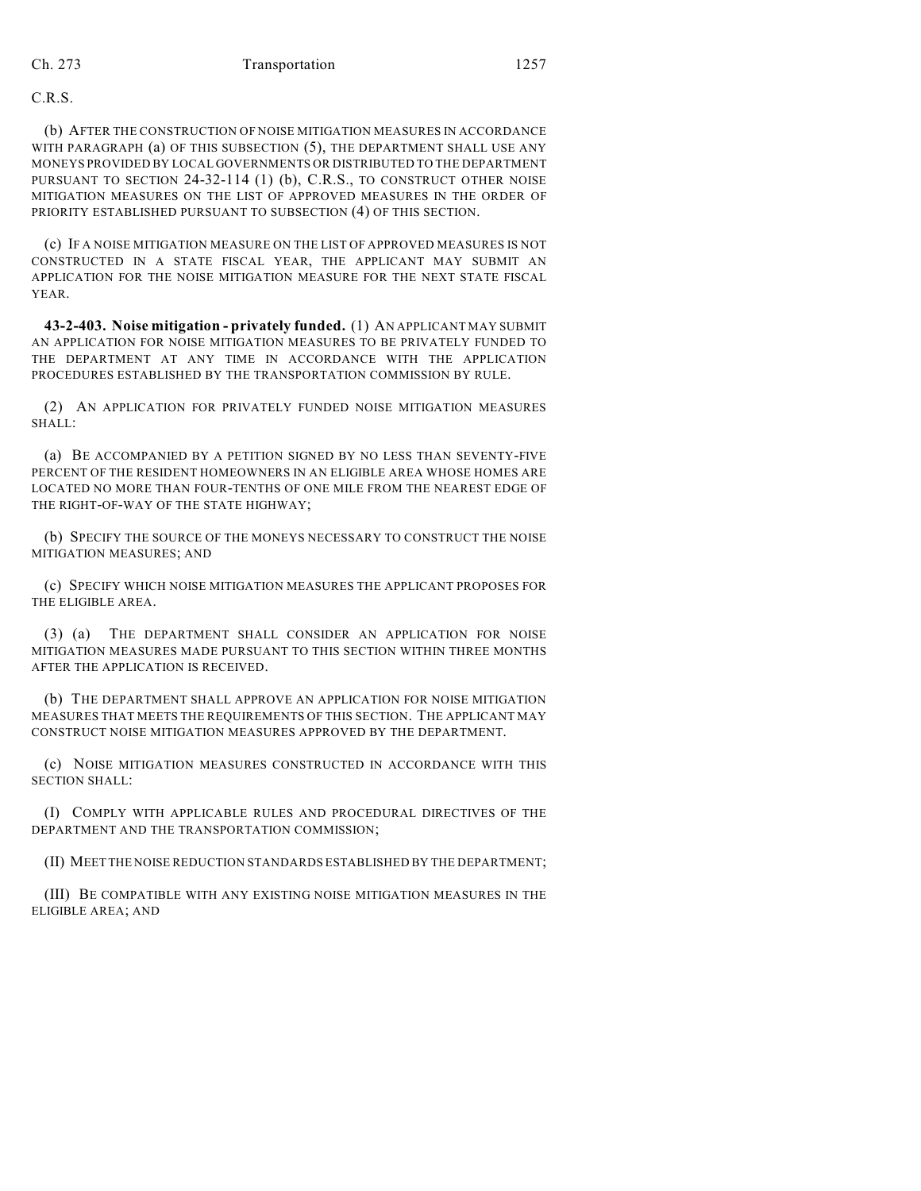C.R.S.

(b) AFTER THE CONSTRUCTION OF NOISE MITIGATION MEASURES IN ACCORDANCE WITH PARAGRAPH (a) OF THIS SUBSECTION (5), THE DEPARTMENT SHALL USE ANY MONEYS PROVIDED BY LOCAL GOVERNMENTS OR DISTRIBUTED TO THE DEPARTMENT PURSUANT TO SECTION 24-32-114 (1) (b), C.R.S., TO CONSTRUCT OTHER NOISE MITIGATION MEASURES ON THE LIST OF APPROVED MEASURES IN THE ORDER OF PRIORITY ESTABLISHED PURSUANT TO SUBSECTION (4) OF THIS SECTION.

(c) IF A NOISE MITIGATION MEASURE ON THE LIST OF APPROVED MEASURES IS NOT CONSTRUCTED IN A STATE FISCAL YEAR, THE APPLICANT MAY SUBMIT AN APPLICATION FOR THE NOISE MITIGATION MEASURE FOR THE NEXT STATE FISCAL YEAR.

**43-2-403. Noise mitigation - privately funded.** (1) AN APPLICANT MAY SUBMIT AN APPLICATION FOR NOISE MITIGATION MEASURES TO BE PRIVATELY FUNDED TO THE DEPARTMENT AT ANY TIME IN ACCORDANCE WITH THE APPLICATION PROCEDURES ESTABLISHED BY THE TRANSPORTATION COMMISSION BY RULE.

(2) AN APPLICATION FOR PRIVATELY FUNDED NOISE MITIGATION MEASURES SHALL:

(a) BE ACCOMPANIED BY A PETITION SIGNED BY NO LESS THAN SEVENTY-FIVE PERCENT OF THE RESIDENT HOMEOWNERS IN AN ELIGIBLE AREA WHOSE HOMES ARE LOCATED NO MORE THAN FOUR-TENTHS OF ONE MILE FROM THE NEAREST EDGE OF THE RIGHT-OF-WAY OF THE STATE HIGHWAY;

(b) SPECIFY THE SOURCE OF THE MONEYS NECESSARY TO CONSTRUCT THE NOISE MITIGATION MEASURES; AND

(c) SPECIFY WHICH NOISE MITIGATION MEASURES THE APPLICANT PROPOSES FOR THE ELIGIBLE AREA.

(3) (a) THE DEPARTMENT SHALL CONSIDER AN APPLICATION FOR NOISE MITIGATION MEASURES MADE PURSUANT TO THIS SECTION WITHIN THREE MONTHS AFTER THE APPLICATION IS RECEIVED.

(b) THE DEPARTMENT SHALL APPROVE AN APPLICATION FOR NOISE MITIGATION MEASURES THAT MEETS THE REQUIREMENTS OF THIS SECTION. THE APPLICANT MAY CONSTRUCT NOISE MITIGATION MEASURES APPROVED BY THE DEPARTMENT.

(c) NOISE MITIGATION MEASURES CONSTRUCTED IN ACCORDANCE WITH THIS SECTION SHALL:

(I) COMPLY WITH APPLICABLE RULES AND PROCEDURAL DIRECTIVES OF THE DEPARTMENT AND THE TRANSPORTATION COMMISSION;

(II) MEET THE NOISE REDUCTION STANDARDS ESTABLISHED BY THE DEPARTMENT;

(III) BE COMPATIBLE WITH ANY EXISTING NOISE MITIGATION MEASURES IN THE ELIGIBLE AREA; AND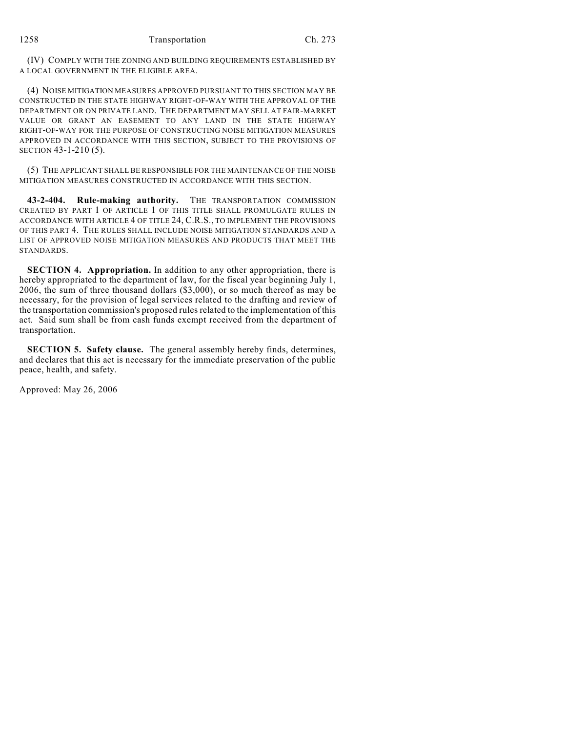(IV) COMPLY WITH THE ZONING AND BUILDING REQUIREMENTS ESTABLISHED BY A LOCAL GOVERNMENT IN THE ELIGIBLE AREA.

(4) NOISE MITIGATION MEASURES APPROVED PURSUANT TO THIS SECTION MAY BE CONSTRUCTED IN THE STATE HIGHWAY RIGHT-OF-WAY WITH THE APPROVAL OF THE DEPARTMENT OR ON PRIVATE LAND. THE DEPARTMENT MAY SELL AT FAIR-MARKET VALUE OR GRANT AN EASEMENT TO ANY LAND IN THE STATE HIGHWAY RIGHT-OF-WAY FOR THE PURPOSE OF CONSTRUCTING NOISE MITIGATION MEASURES APPROVED IN ACCORDANCE WITH THIS SECTION, SUBJECT TO THE PROVISIONS OF SECTION 43-1-210 (5).

(5) THE APPLICANT SHALL BE RESPONSIBLE FOR THE MAINTENANCE OF THE NOISE MITIGATION MEASURES CONSTRUCTED IN ACCORDANCE WITH THIS SECTION.

**43-2-404. Rule-making authority.** THE TRANSPORTATION COMMISSION CREATED BY PART 1 OF ARTICLE 1 OF THIS TITLE SHALL PROMULGATE RULES IN ACCORDANCE WITH ARTICLE 4 OF TITLE 24, C.R.S., TO IMPLEMENT THE PROVISIONS OF THIS PART 4. THE RULES SHALL INCLUDE NOISE MITIGATION STANDARDS AND A LIST OF APPROVED NOISE MITIGATION MEASURES AND PRODUCTS THAT MEET THE STANDARDS.

**SECTION 4. Appropriation.** In addition to any other appropriation, there is hereby appropriated to the department of law, for the fiscal year beginning July 1, 2006, the sum of three thousand dollars ($3,000), or so much thereof as may be necessary, for the provision of legal services related to the drafting and review of the transportation commission's proposed rules related to the implementation of this act. Said sum shall be from cash funds exempt received from the department of transportation.

**SECTION 5. Safety clause.** The general assembly hereby finds, determines, and declares that this act is necessary for the immediate preservation of the public peace, health, and safety.

Approved: May 26, 2006